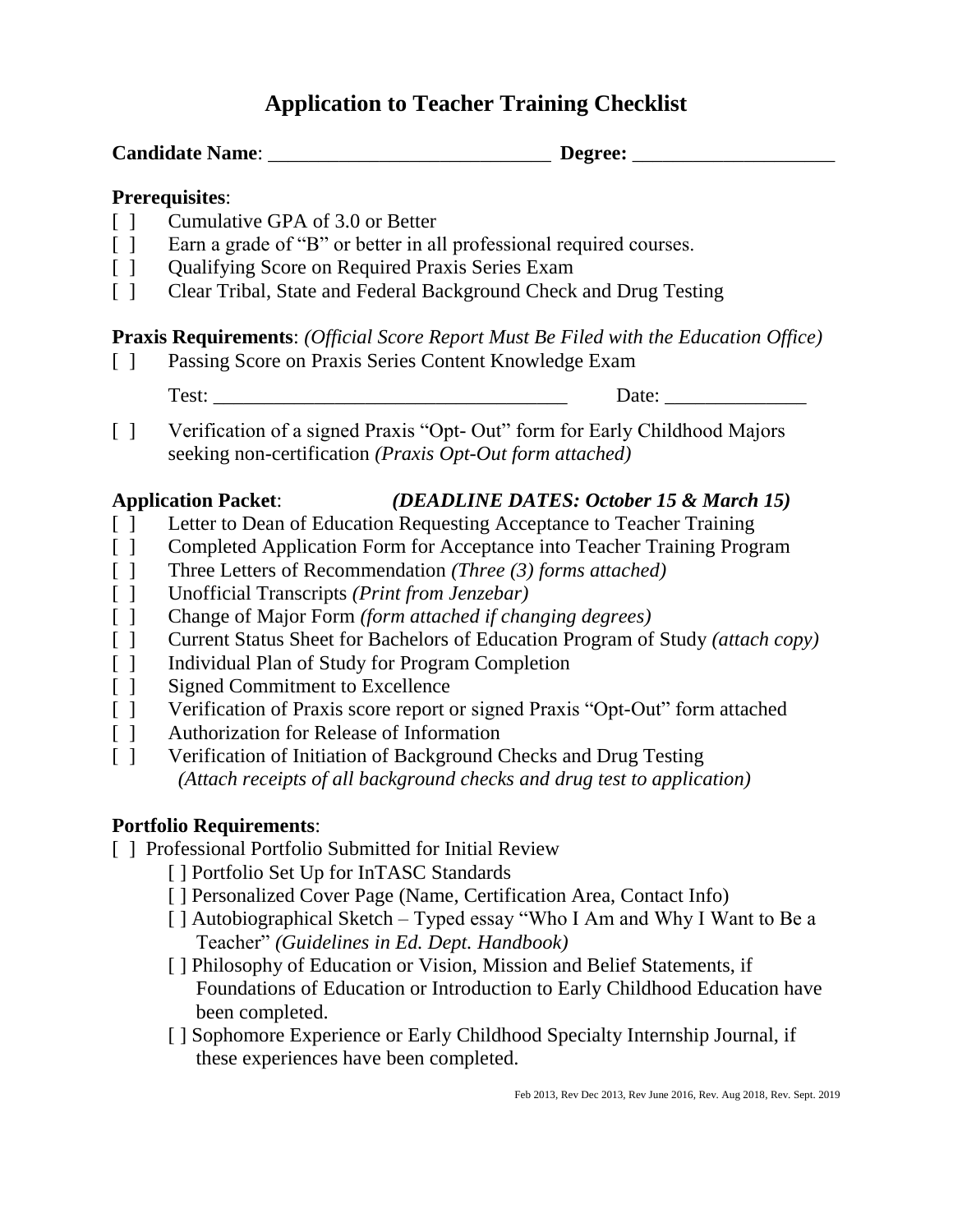# Application to Teacher Training Checklist

**Candidate Name**: ____________________________ **Degree:** ____________________

**Prerequisites**:

[ ] Cumulative GPA of 3.0 or Better

[ ] Earn a grade of "B" or better in all professional required courses.

[ ] Qualifying Score on Required Praxis Series Exam

[ ] Clear Tribal, State and Federal Background Check and Drug Testing

**Praxis Requirements**: *(Official Score Report Must Be Filed with the Education Office)*

[ ] Passing Score on Praxis Series Content Knowledge Exam

Test: ___________________________________ Date: ______________

[ ] Verification of a signed Praxis "Opt- Out" form for Early Childhood Majors seeking non-certification *(Praxis Opt-Out form attached)*

**Application Packet**: ***(DEADLINE DATES: October 15 & March 15)***

[ ] Letter to Dean of Education Requesting Acceptance to Teacher Training

[ ] Completed Application Form for Acceptance into Teacher Training Program

[ ] Three Letters of Recommendation *(Three (3) forms attached)*

[ ] Unofficial Transcripts *(Print from Jenzebar)*

[ ] Change of Major Form *(form attached if changing degrees)*

[ ] Current Status Sheet for Bachelors of Education Program of Study *(attach copy)*

[ ] Individual Plan of Study for Program Completion

[ ] Signed Commitment to Excellence

[ ] Verification of Praxis score report or signed Praxis "Opt-Out" form attached

[ ] Authorization for Release of Information

[ ] Verification of Initiation of Background Checks and Drug Testing *(Attach receipts of all background checks and drug test to application)*

**Portfolio Requirements**:

[ ] Professional Portfolio Submitted for Initial Review

- [ ] Portfolio Set Up for InTASC Standards
- [ ] Personalized Cover Page (Name, Certification Area, Contact Info)
- [ ] Autobiographical Sketch – Typed essay "Who I Am and Why I Want to Be a Teacher" *(Guidelines in Ed. Dept. Handbook)*
- [ ] Philosophy of Education or Vision, Mission and Belief Statements, if Foundations of Education or Introduction to Early Childhood Education have been completed.
- [ ] Sophomore Experience or Early Childhood Specialty Internship Journal, if these experiences have been completed.

Feb 2013, Rev Dec 2013, Rev June 2016, Rev. Aug 2018, Rev. Sept. 2019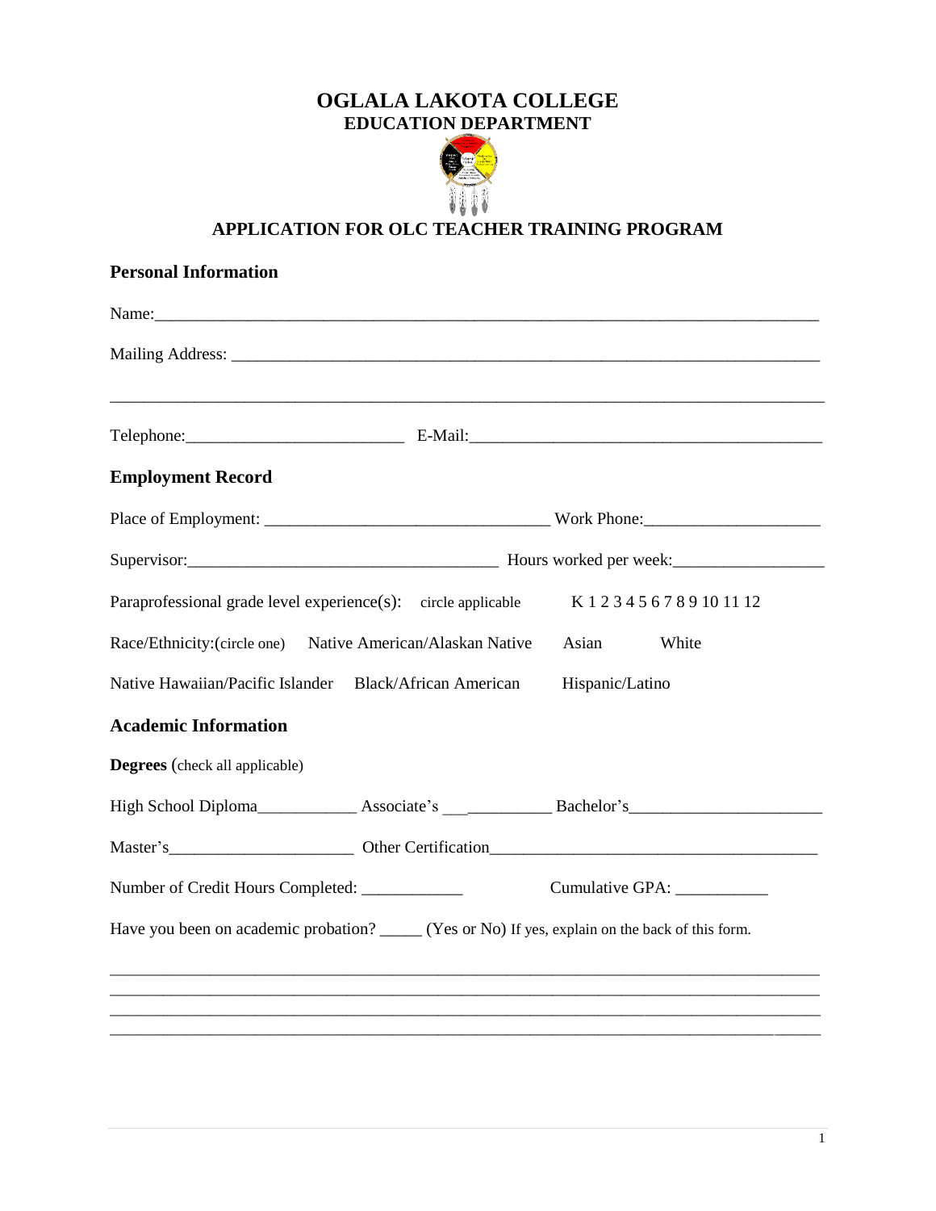# OGLALA LAKOTA COLLEGE
## EDUCATION DEPARTMENT

## APPLICATION FOR OLC TEACHER TRAINING PROGRAM

### Personal Information

Name:_______________________________________________________________________________

Mailing Address: ___________________________________________________________________

_____________________________________________________________________________________

Telephone:__________________________ E-Mail:__________________________________________

### Employment Record

Place of Employment: _________________________________ Work Phone:____________________

Supervisor:_____________________________________ Hours worked per week:__________________

Paraprofessional grade level experience(s): circle applicable K 1 2 3 4 5 6 7 8 9 10 11 12

Race/Ethnicity:(circle one) Native American/Alaskan Native Asian White

Native Hawaiian/Pacific Islander Black/African American Hispanic/Latino

### Academic Information

**Degrees** (check all applicable)

High School Diploma____________ Associate's _____________ Bachelor's_______________________

Master's______________________ Other Certification______________________________________

Number of Credit Hours Completed: ____________ Cumulative GPA: ___________

Have you been on academic probation? _____ (Yes or No) If yes, explain on the back of this form.

_____________________________________________________________________________________
_____________________________________________________________________________________
_____________________________________________________________________________________
_____________________________________________________________________________________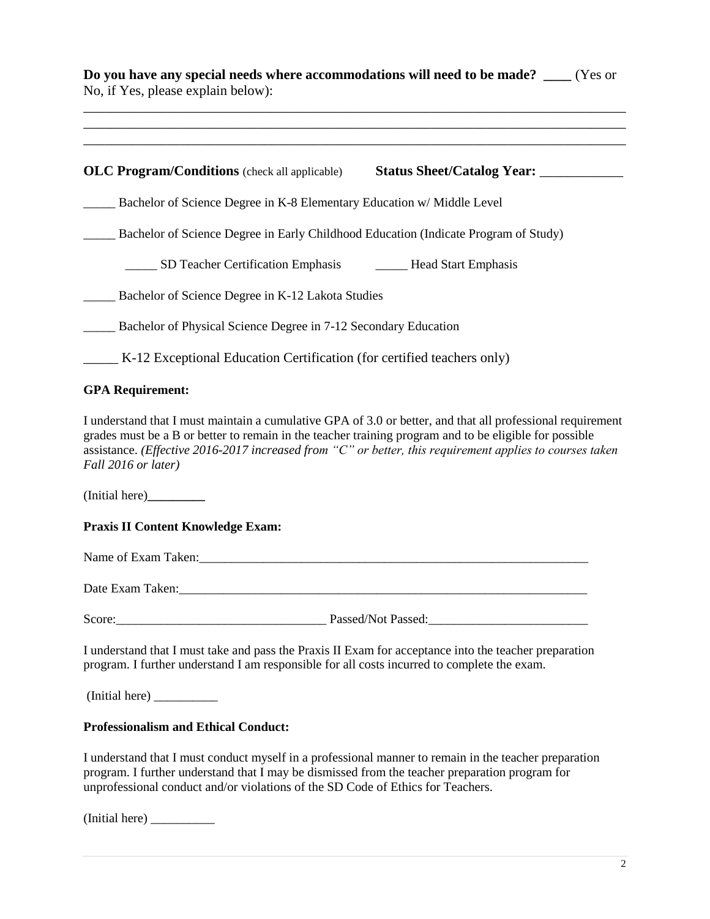**Do you have any special needs where accommodations will need to be made? \_\_\_\_** (Yes or No, if Yes, please explain below):

\_\_\_\_\_\_\_\_\_\_\_\_\_\_\_\_\_\_\_\_\_\_\_\_\_\_\_\_\_\_\_\_\_\_\_\_\_\_\_\_\_\_\_\_\_\_\_\_\_\_\_\_\_\_\_\_\_\_\_\_\_\_\_\_\_\_\_\_\_\_\_\_\_\_\_\_\_\_
\_\_\_\_\_\_\_\_\_\_\_\_\_\_\_\_\_\_\_\_\_\_\_\_\_\_\_\_\_\_\_\_\_\_\_\_\_\_\_\_\_\_\_\_\_\_\_\_\_\_\_\_\_\_\_\_\_\_\_\_\_\_\_\_\_\_\_\_\_\_\_\_\_\_\_\_\_\_
\_\_\_\_\_\_\_\_\_\_\_\_\_\_\_\_\_\_\_\_\_\_\_\_\_\_\_\_\_\_\_\_\_\_\_\_\_\_\_\_\_\_\_\_\_\_\_\_\_\_\_\_\_\_\_\_\_\_\_\_\_\_\_\_\_\_\_\_\_\_\_\_\_\_\_\_\_\_

**OLC Program/Conditions** (check all applicable) **Status Sheet/Catalog Year:** \_\_\_\_\_\_\_\_\_\_\_\_

\_\_\_\_\_ Bachelor of Science Degree in K-8 Elementary Education w/ Middle Level

\_\_\_\_\_ Bachelor of Science Degree in Early Childhood Education (Indicate Program of Study)

\_\_\_\_\_ SD Teacher Certification Emphasis \_\_\_\_\_ Head Start Emphasis

\_\_\_\_\_ Bachelor of Science Degree in K-12 Lakota Studies

\_\_\_\_\_ Bachelor of Physical Science Degree in 7-12 Secondary Education

\_\_\_\_\_ K-12 Exceptional Education Certification (for certified teachers only)

**GPA Requirement:**

I understand that I must maintain a cumulative GPA of 3.0 or better, and that all professional requirement grades must be a B or better to remain in the teacher training program and to be eligible for possible assistance. *(Effective 2016-2017 increased from "C" or better, this requirement applies to courses taken Fall 2016 or later)*

(Initial here)\_\_\_\_\_\_\_\_\_

**Praxis II Content Knowledge Exam:**

Name of Exam Taken:\_\_\_\_\_\_\_\_\_\_\_\_\_\_\_\_\_\_\_\_\_\_\_\_\_\_\_\_\_\_\_\_\_\_\_\_\_\_\_\_\_\_\_\_\_\_\_\_\_\_\_\_\_\_\_\_\_\_\_\_\_

Date Exam Taken:\_\_\_\_\_\_\_\_\_\_\_\_\_\_\_\_\_\_\_\_\_\_\_\_\_\_\_\_\_\_\_\_\_\_\_\_\_\_\_\_\_\_\_\_\_\_\_\_\_\_\_\_\_\_\_\_\_\_\_\_\_\_\_\_

Score:\_\_\_\_\_\_\_\_\_\_\_\_\_\_\_\_\_\_\_\_\_\_\_\_\_\_\_\_\_\_\_\_\_ Passed/Not Passed:\_\_\_\_\_\_\_\_\_\_\_\_\_\_\_\_\_\_\_\_\_\_\_\_\_

I understand that I must take and pass the Praxis II Exam for acceptance into the teacher preparation program. I further understand I am responsible for all costs incurred to complete the exam.

(Initial here) \_\_\_\_\_\_\_\_\_\_

**Professionalism and Ethical Conduct:**

I understand that I must conduct myself in a professional manner to remain in the teacher preparation program. I further understand that I may be dismissed from the teacher preparation program for unprofessional conduct and/or violations of the SD Code of Ethics for Teachers.

(Initial here) \_\_\_\_\_\_\_\_\_\_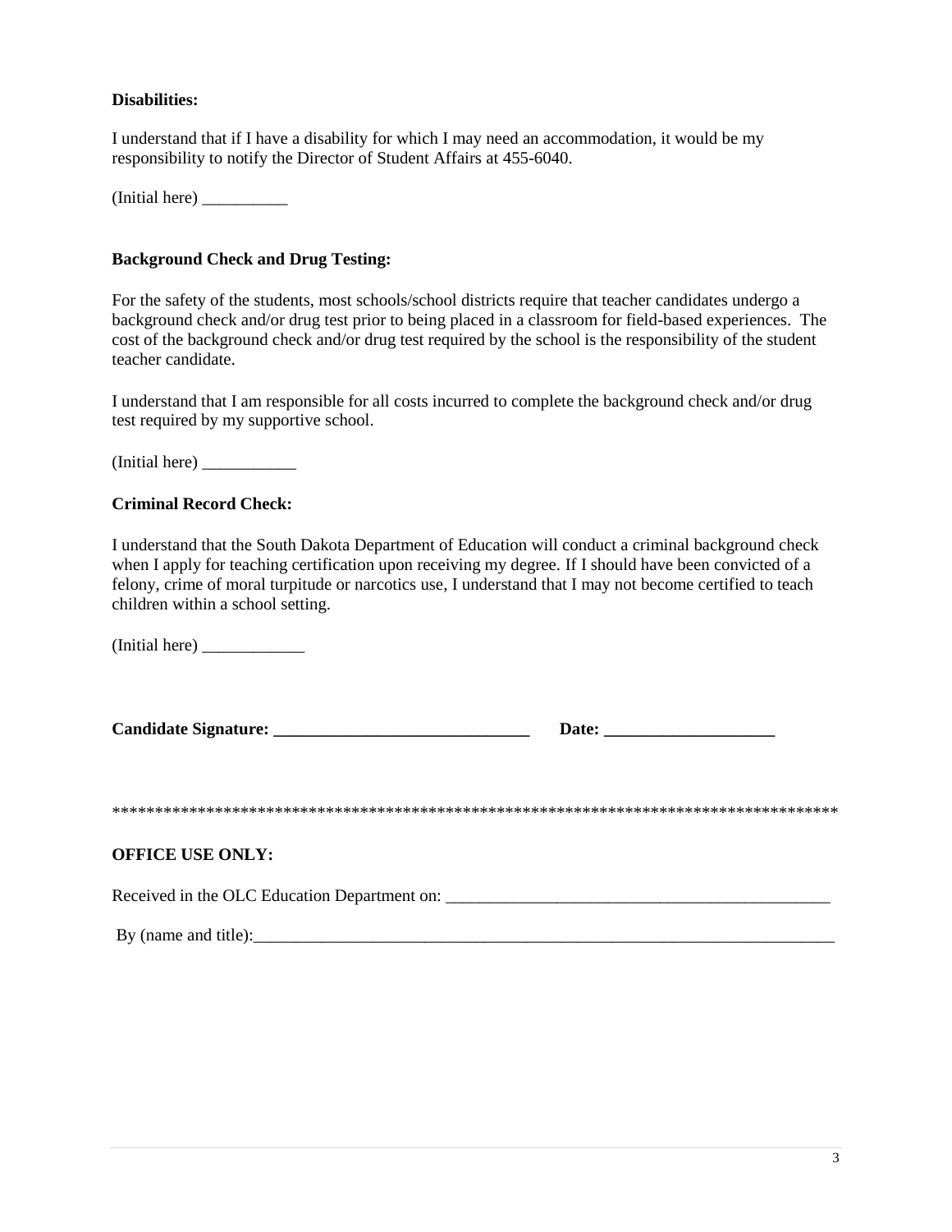**Disabilities:**

I understand that if I have a disability for which I may need an accommodation, it would be my responsibility to notify the Director of Student Affairs at 455-6040.

(Initial here) __________

**Background Check and Drug Testing:**

For the safety of the students, most schools/school districts require that teacher candidates undergo a background check and/or drug test prior to being placed in a classroom for field-based experiences. The cost of the background check and/or drug test required by the school is the responsibility of the student teacher candidate.

I understand that I am responsible for all costs incurred to complete the background check and/or drug test required by my supportive school.

(Initial here) ___________

**Criminal Record Check:**

I understand that the South Dakota Department of Education will conduct a criminal background check when I apply for teaching certification upon receiving my degree. If I should have been convicted of a felony, crime of moral turpitude or narcotics use, I understand that I may not become certified to teach children within a school setting.

(Initial here) ____________

**Candidate Signature: ______________________________ Date: ____________________**

*************************************************************************************

**OFFICE USE ONLY:**

Received in the OLC Education Department on: ______________________________________________

By (name and title):_______________________________________________________________________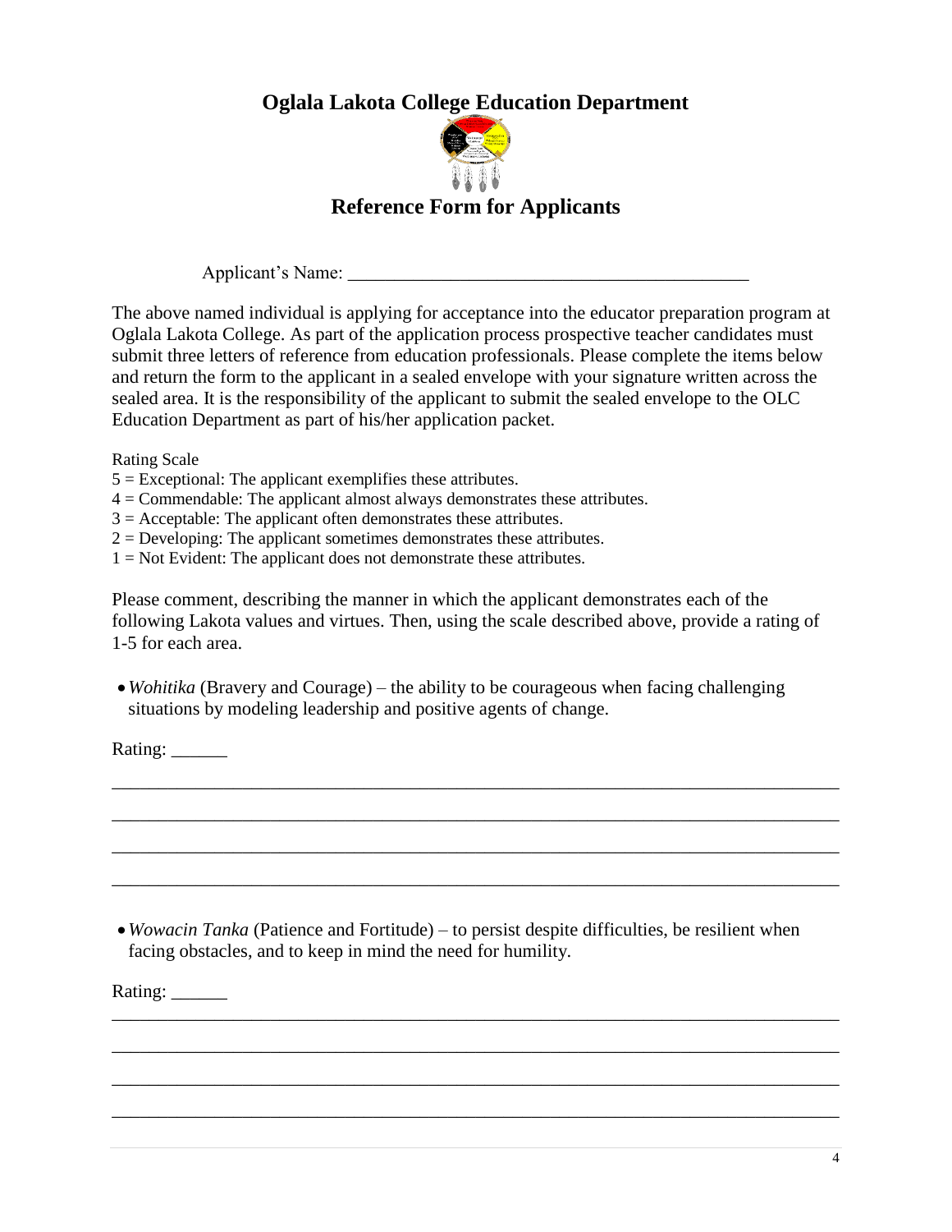# Oglala Lakota College Education Department

## Reference Form for Applicants

Applicant's Name: ___________________________________________

The above named individual is applying for acceptance into the educator preparation program at Oglala Lakota College. As part of the application process prospective teacher candidates must submit three letters of reference from education professionals. Please complete the items below and return the form to the applicant in a sealed envelope with your signature written across the sealed area. It is the responsibility of the applicant to submit the sealed envelope to the OLC Education Department as part of his/her application packet.

Rating Scale
5 = Exceptional: The applicant exemplifies these attributes.
4 = Commendable: The applicant almost always demonstrates these attributes.
3 = Acceptable: The applicant often demonstrates these attributes.
2 = Developing: The applicant sometimes demonstrates these attributes.
1 = Not Evident: The applicant does not demonstrate these attributes.

Please comment, describing the manner in which the applicant demonstrates each of the following Lakota values and virtues. Then, using the scale described above, provide a rating of 1-5 for each area.

- *Wohitika* (Bravery and Courage) – the ability to be courageous when facing challenging situations by modeling leadership and positive agents of change.

Rating: ______

________________________________________________________________________________

________________________________________________________________________________

________________________________________________________________________________

________________________________________________________________________________

- *Wowacin Tanka* (Patience and Fortitude) – to persist despite difficulties, be resilient when facing obstacles, and to keep in mind the need for humility.

Rating: ______

________________________________________________________________________________

________________________________________________________________________________

________________________________________________________________________________

________________________________________________________________________________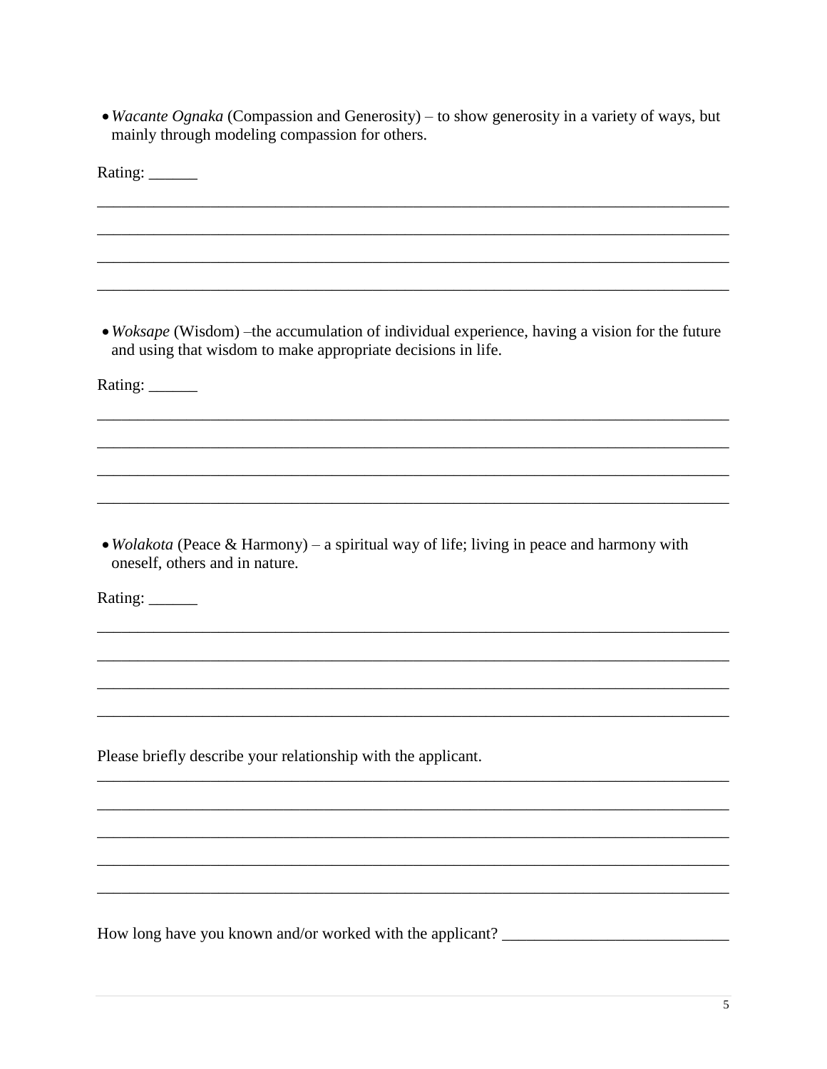- *Wacante Ognaka* (Compassion and Generosity) – to show generosity in a variety of ways, but mainly through modeling compassion for others.

Rating: ______

______________________________________________________________________________

______________________________________________________________________________

______________________________________________________________________________

______________________________________________________________________________

- *Woksape* (Wisdom) –the accumulation of individual experience, having a vision for the future and using that wisdom to make appropriate decisions in life.

Rating: ______

______________________________________________________________________________

______________________________________________________________________________

______________________________________________________________________________

______________________________________________________________________________

- *Wolakota* (Peace & Harmony) – a spiritual way of life; living in peace and harmony with oneself, others and in nature.

Rating: ______

______________________________________________________________________________

______________________________________________________________________________

______________________________________________________________________________

______________________________________________________________________________

Please briefly describe your relationship with the applicant.

______________________________________________________________________________

______________________________________________________________________________

______________________________________________________________________________

______________________________________________________________________________

______________________________________________________________________________

How long have you known and/or worked with the applicant? ____________________________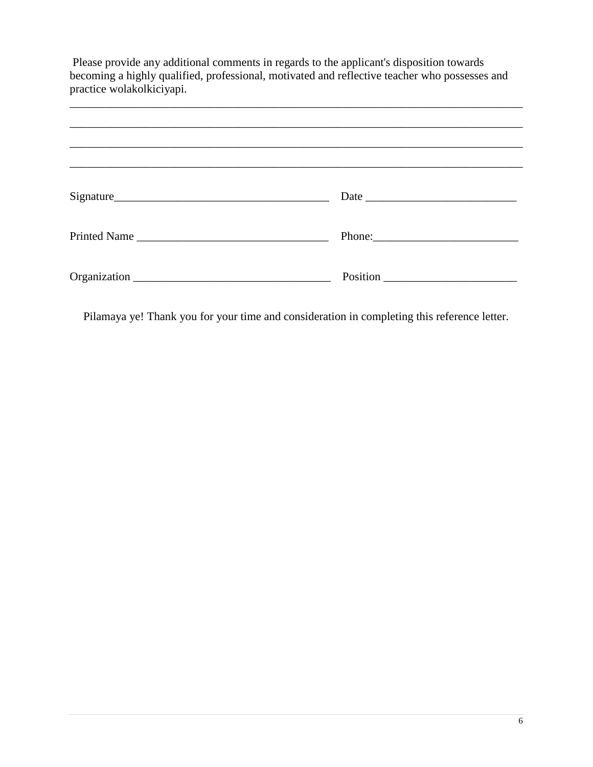Please provide any additional comments in regards to the applicant's disposition towards becoming a highly qualified, professional, motivated and reflective teacher who possesses and practice wolakolkiciyapi.

_______________________________________________________________________________

_______________________________________________________________________________

_______________________________________________________________________________

_______________________________________________________________________________

Signature_____________________________________ Date __________________________

Printed Name _________________________________ Phone:_________________________

Organization __________________________________ Position _______________________

Pilamaya ye! Thank you for your time and consideration in completing this reference letter.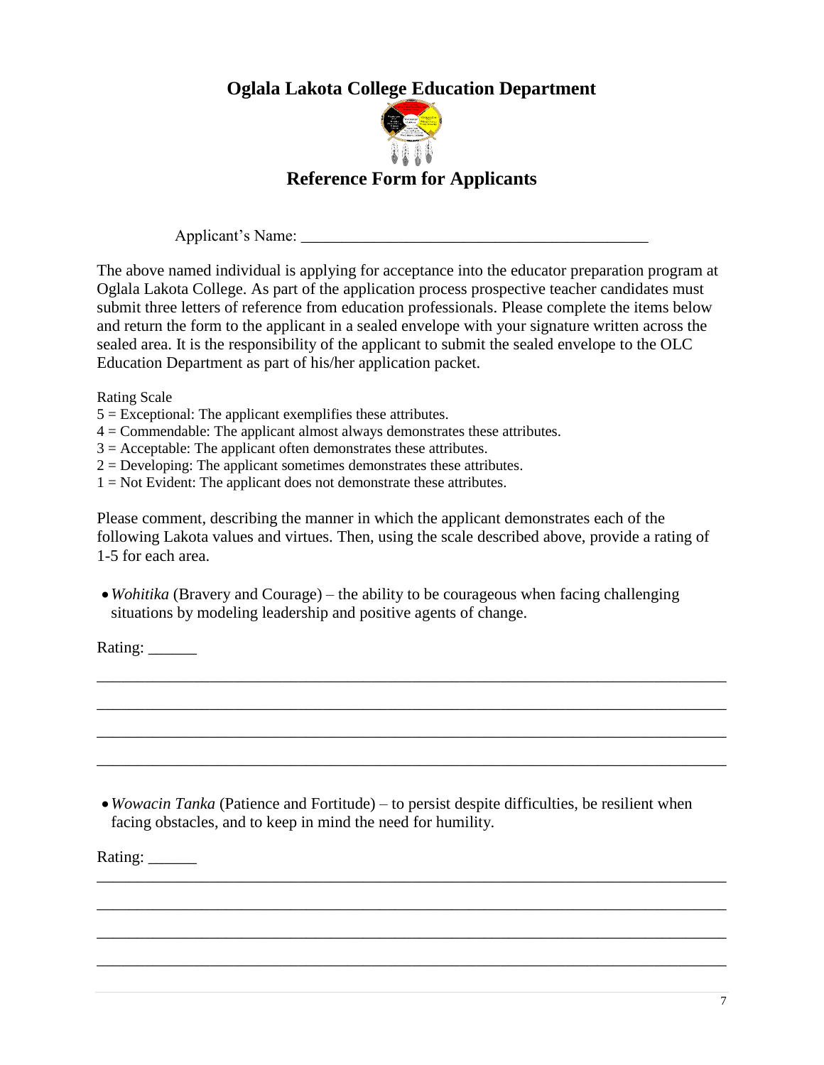# Oglala Lakota College Education Department

## Reference Form for Applicants

Applicant's Name: ____________________________________________

The above named individual is applying for acceptance into the educator preparation program at Oglala Lakota College. As part of the application process prospective teacher candidates must submit three letters of reference from education professionals. Please complete the items below and return the form to the applicant in a sealed envelope with your signature written across the sealed area. It is the responsibility of the applicant to submit the sealed envelope to the OLC Education Department as part of his/her application packet.

Rating Scale
5 = Exceptional: The applicant exemplifies these attributes.
4 = Commendable: The applicant almost always demonstrates these attributes.
3 = Acceptable: The applicant often demonstrates these attributes.
2 = Developing: The applicant sometimes demonstrates these attributes.
1 = Not Evident: The applicant does not demonstrate these attributes.

Please comment, describing the manner in which the applicant demonstrates each of the following Lakota values and virtues. Then, using the scale described above, provide a rating of 1-5 for each area.

- *Wohitika* (Bravery and Courage) – the ability to be courageous when facing challenging situations by modeling leadership and positive agents of change.

Rating: ______

______________________________________________________________________________

______________________________________________________________________________

______________________________________________________________________________

______________________________________________________________________________

- *Wowacin Tanka* (Patience and Fortitude) – to persist despite difficulties, be resilient when facing obstacles, and to keep in mind the need for humility.

Rating: ______

______________________________________________________________________________

______________________________________________________________________________

______________________________________________________________________________

______________________________________________________________________________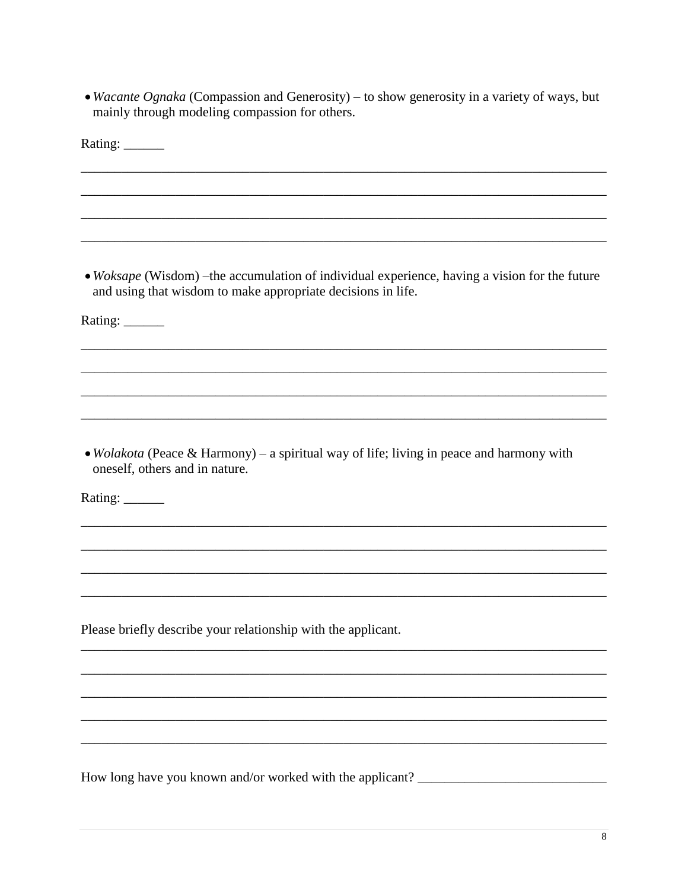- *Wacante Ognaka* (Compassion and Generosity) – to show generosity in a variety of ways, but mainly through modeling compassion for others.

Rating: ______

________________________________________________________________________________

________________________________________________________________________________

________________________________________________________________________________

________________________________________________________________________________

- *Woksape* (Wisdom) –the accumulation of individual experience, having a vision for the future and using that wisdom to make appropriate decisions in life.

Rating: ______

________________________________________________________________________________

________________________________________________________________________________

________________________________________________________________________________

________________________________________________________________________________

- *Wolakota* (Peace & Harmony) – a spiritual way of life; living in peace and harmony with oneself, others and in nature.

Rating: ______

________________________________________________________________________________

________________________________________________________________________________

________________________________________________________________________________

________________________________________________________________________________

Please briefly describe your relationship with the applicant.

________________________________________________________________________________

________________________________________________________________________________

________________________________________________________________________________

________________________________________________________________________________

________________________________________________________________________________

How long have you known and/or worked with the applicant? ____________________________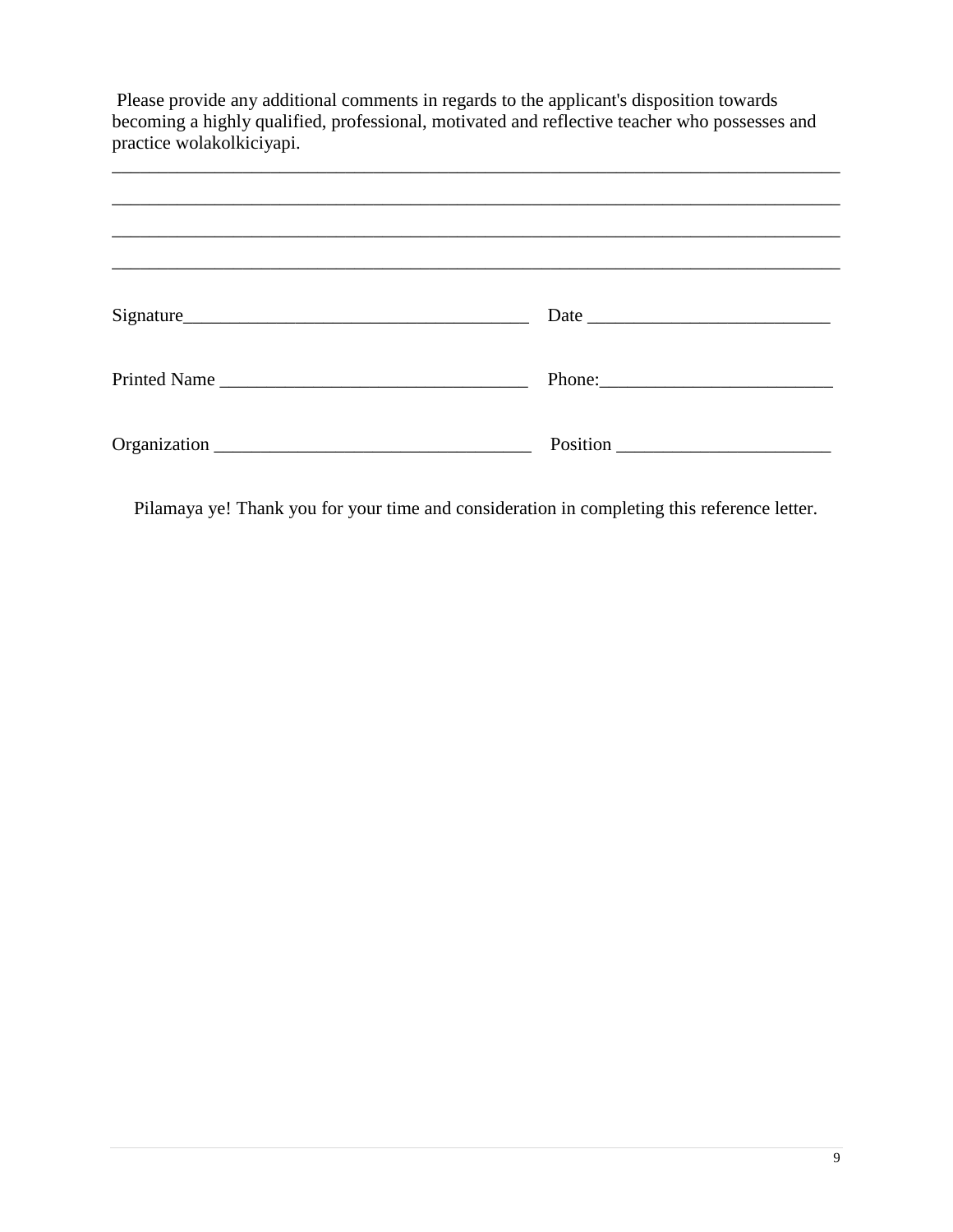Please provide any additional comments in regards to the applicant's disposition towards becoming a highly qualified, professional, motivated and reflective teacher who possesses and practice wolakolkiciyapi.

\_\_\_\_\_\_\_\_\_\_\_\_\_\_\_\_\_\_\_\_\_\_\_\_\_\_\_\_\_\_\_\_\_\_\_\_\_\_\_\_\_\_\_\_\_\_\_\_\_\_\_\_\_\_\_\_\_\_\_\_\_\_\_\_\_\_\_\_\_\_\_\_\_\_\_\_

\_\_\_\_\_\_\_\_\_\_\_\_\_\_\_\_\_\_\_\_\_\_\_\_\_\_\_\_\_\_\_\_\_\_\_\_\_\_\_\_\_\_\_\_\_\_\_\_\_\_\_\_\_\_\_\_\_\_\_\_\_\_\_\_\_\_\_\_\_\_\_\_\_\_\_\_

\_\_\_\_\_\_\_\_\_\_\_\_\_\_\_\_\_\_\_\_\_\_\_\_\_\_\_\_\_\_\_\_\_\_\_\_\_\_\_\_\_\_\_\_\_\_\_\_\_\_\_\_\_\_\_\_\_\_\_\_\_\_\_\_\_\_\_\_\_\_\_\_\_\_\_\_

\_\_\_\_\_\_\_\_\_\_\_\_\_\_\_\_\_\_\_\_\_\_\_\_\_\_\_\_\_\_\_\_\_\_\_\_\_\_\_\_\_\_\_\_\_\_\_\_\_\_\_\_\_\_\_\_\_\_\_\_\_\_\_\_\_\_\_\_\_\_\_\_\_\_\_\_

Signature\_\_\_\_\_\_\_\_\_\_\_\_\_\_\_\_\_\_\_\_\_\_\_\_\_\_\_\_\_\_\_\_\_\_\_\_\_\_ Date \_\_\_\_\_\_\_\_\_\_\_\_\_\_\_\_\_\_\_\_\_\_\_\_\_\_

Printed Name \_\_\_\_\_\_\_\_\_\_\_\_\_\_\_\_\_\_\_\_\_\_\_\_\_\_\_\_\_\_\_\_\_ Phone:\_\_\_\_\_\_\_\_\_\_\_\_\_\_\_\_\_\_\_\_\_\_\_\_\_

Organization \_\_\_\_\_\_\_\_\_\_\_\_\_\_\_\_\_\_\_\_\_\_\_\_\_\_\_\_\_\_\_\_\_\_ Position \_\_\_\_\_\_\_\_\_\_\_\_\_\_\_\_\_\_\_\_\_\_\_

Pilamaya ye! Thank you for your time and consideration in completing this reference letter.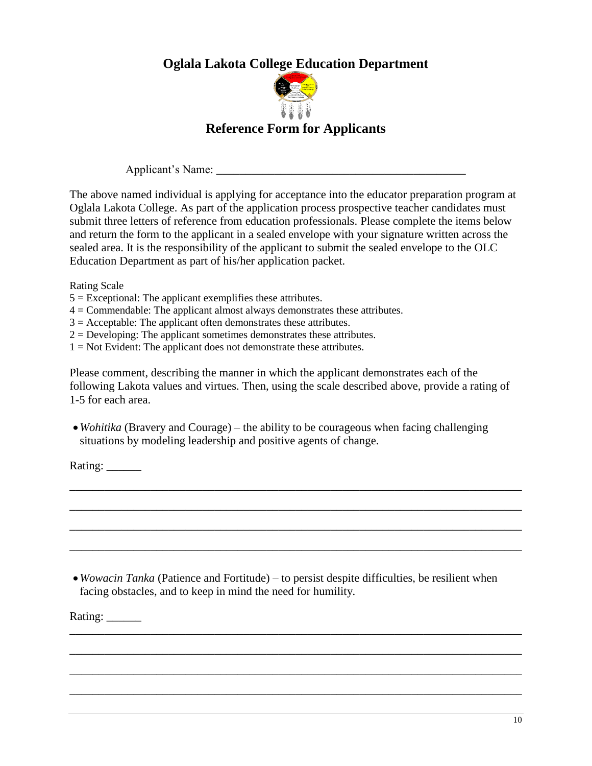# Oglala Lakota College Education Department

## Reference Form for Applicants

Applicant's Name: ___________________________________________

The above named individual is applying for acceptance into the educator preparation program at Oglala Lakota College. As part of the application process prospective teacher candidates must submit three letters of reference from education professionals. Please complete the items below and return the form to the applicant in a sealed envelope with your signature written across the sealed area. It is the responsibility of the applicant to submit the sealed envelope to the OLC Education Department as part of his/her application packet.

Rating Scale

5 = Exceptional: The applicant exemplifies these attributes.
4 = Commendable: The applicant almost always demonstrates these attributes.
3 = Acceptable: The applicant often demonstrates these attributes.
2 = Developing: The applicant sometimes demonstrates these attributes.
1 = Not Evident: The applicant does not demonstrate these attributes.

Please comment, describing the manner in which the applicant demonstrates each of the following Lakota values and virtues. Then, using the scale described above, provide a rating of 1-5 for each area.

- *Wohitika* (Bravery and Courage) – the ability to be courageous when facing challenging situations by modeling leadership and positive agents of change.

Rating: ______

_______________________________________________________________________________

_______________________________________________________________________________

_______________________________________________________________________________

_______________________________________________________________________________

- *Wowacin Tanka* (Patience and Fortitude) – to persist despite difficulties, be resilient when facing obstacles, and to keep in mind the need for humility.

Rating: ______

_______________________________________________________________________________

_______________________________________________________________________________

_______________________________________________________________________________

_______________________________________________________________________________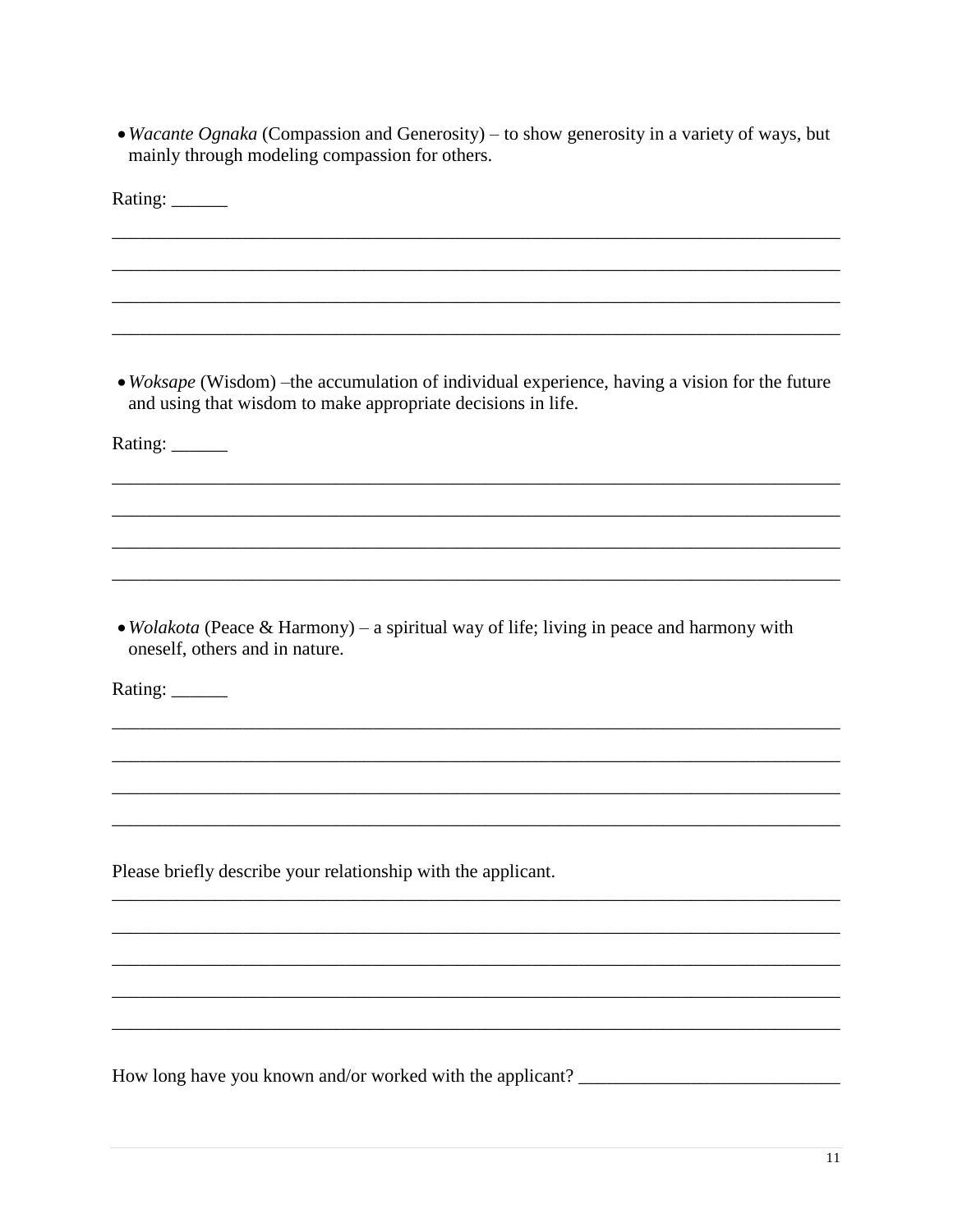- *Wacante Ognaka* (Compassion and Generosity) – to show generosity in a variety of ways, but mainly through modeling compassion for others.

Rating: ______

________________________________________________________________________________

________________________________________________________________________________

________________________________________________________________________________

________________________________________________________________________________

- *Woksape* (Wisdom) –the accumulation of individual experience, having a vision for the future and using that wisdom to make appropriate decisions in life.

Rating: ______

________________________________________________________________________________

________________________________________________________________________________

________________________________________________________________________________

________________________________________________________________________________

- *Wolakota* (Peace & Harmony) – a spiritual way of life; living in peace and harmony with oneself, others and in nature.

Rating: ______

________________________________________________________________________________

________________________________________________________________________________

________________________________________________________________________________

________________________________________________________________________________

Please briefly describe your relationship with the applicant.

________________________________________________________________________________

________________________________________________________________________________

________________________________________________________________________________

________________________________________________________________________________

________________________________________________________________________________

How long have you known and/or worked with the applicant? ____________________________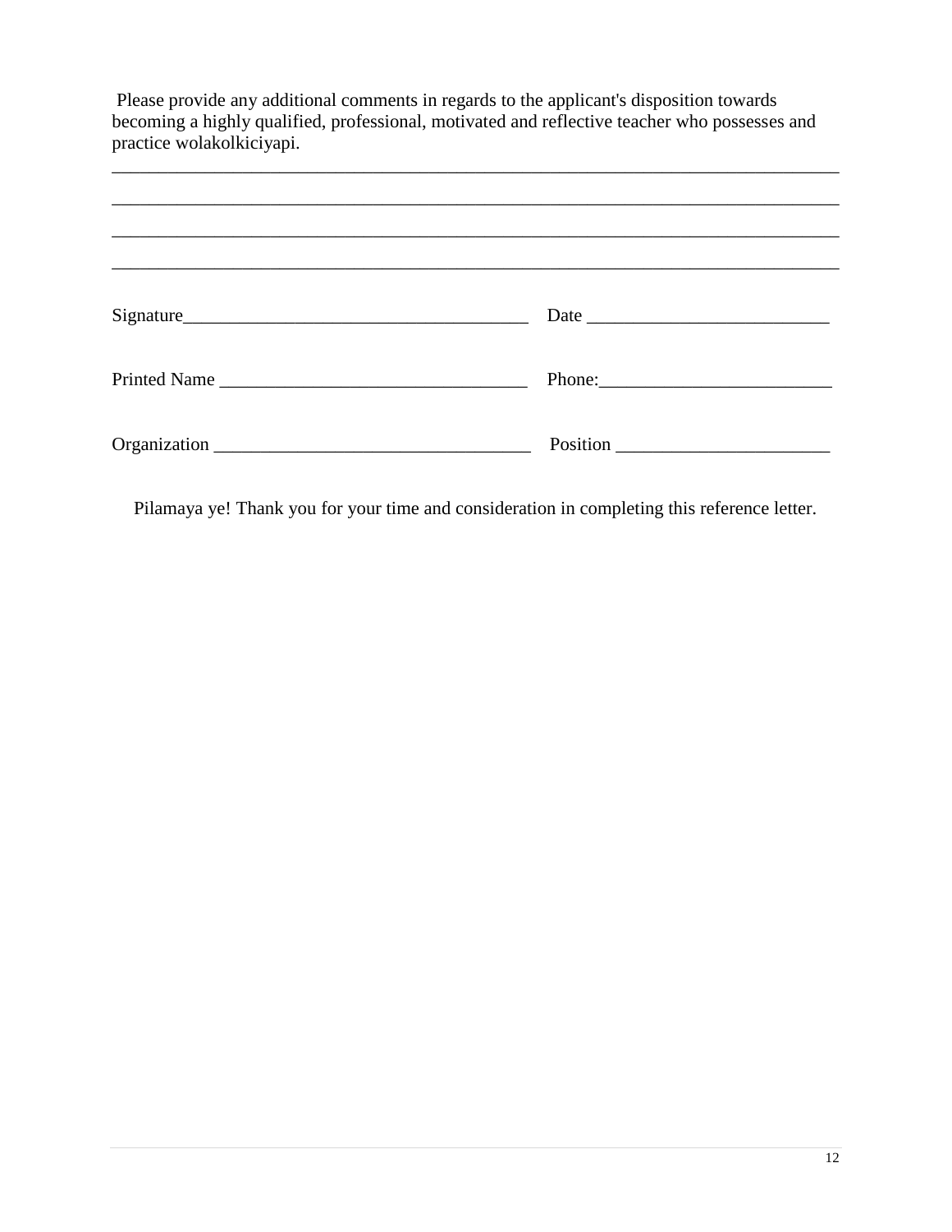Please provide any additional comments in regards to the applicant's disposition towards becoming a highly qualified, professional, motivated and reflective teacher who possesses and practice wolakolkiciyapi.

_______________________________________________________________________________

_______________________________________________________________________________

_______________________________________________________________________________

_______________________________________________________________________________

Signature_____________________________________ Date __________________________

Printed Name _________________________________ Phone:_________________________

Organization _________________________________ Position _______________________

Pilamaya ye! Thank you for your time and consideration in completing this reference letter.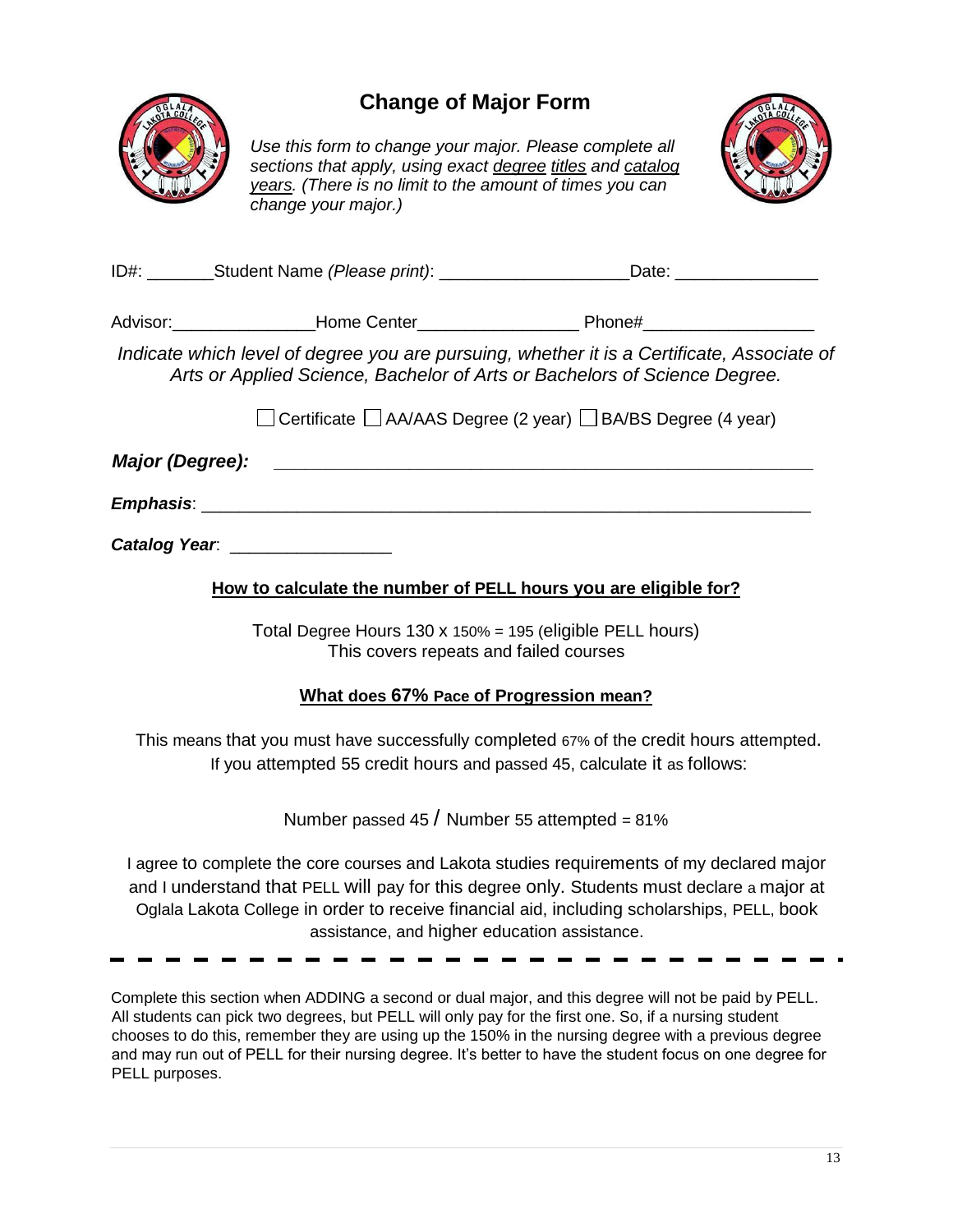# Change of Major Form

*Use this form to change your major. Please complete all sections that apply, using exact degree titles and catalog years. (There is no limit to the amount of times you can change your major.)*

ID#: _______Student Name *(Please print)*: ____________________Date: _______________

Advisor:_______________Home Center_________________ Phone#__________________

*Indicate which level of degree you are pursuing, whether it is a Certificate, Associate of Arts or Applied Science, Bachelor of Arts or Bachelors of Science Degree.*

☐ Certificate ☐ AA/AAS Degree (2 year) ☐ BA/BS Degree (4 year)

***Major (Degree):*** _______________________________________________________

***Emphasis***: ________________________________________________________________

***Catalog Year***: _________________

## How to calculate the number of PELL hours you are eligible for?

Total Degree Hours 130 x 150% = 195 (eligible PELL hours)
This covers repeats and failed courses

## What does 67% Pace of Progression mean?

This means that you must have successfully completed 67% of the credit hours attempted. If you attempted 55 credit hours and passed 45, calculate it as follows:

Number passed 45 / Number 55 attempted = 81%

I agree to complete the core courses and Lakota studies requirements of my declared major and I understand that PELL will pay for this degree only. Students must declare a major at Oglala Lakota College in order to receive financial aid, including scholarships, PELL, book assistance, and higher education assistance.

---

Complete this section when ADDING a second or dual major, and this degree will not be paid by PELL. All students can pick two degrees, but PELL will only pay for the first one. So, if a nursing student chooses to do this, remember they are using up the 150% in the nursing degree with a previous degree and may run out of PELL for their nursing degree. It's better to have the student focus on one degree for PELL purposes.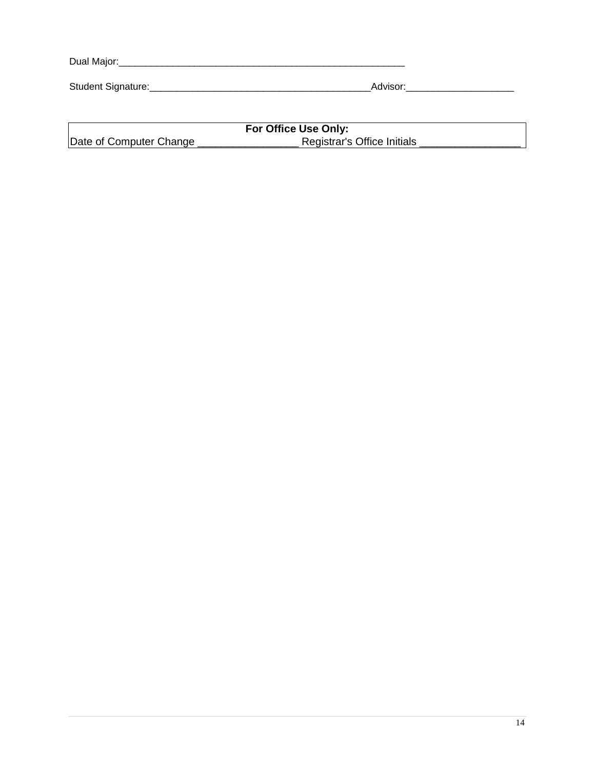Dual Major:_______________________________________________________

Student Signature:__________________________________________Advisor:____________________

| For Office Use Only: |
|---|
| Date of Computer Change _________________ Registrar's Office Initials _________________ |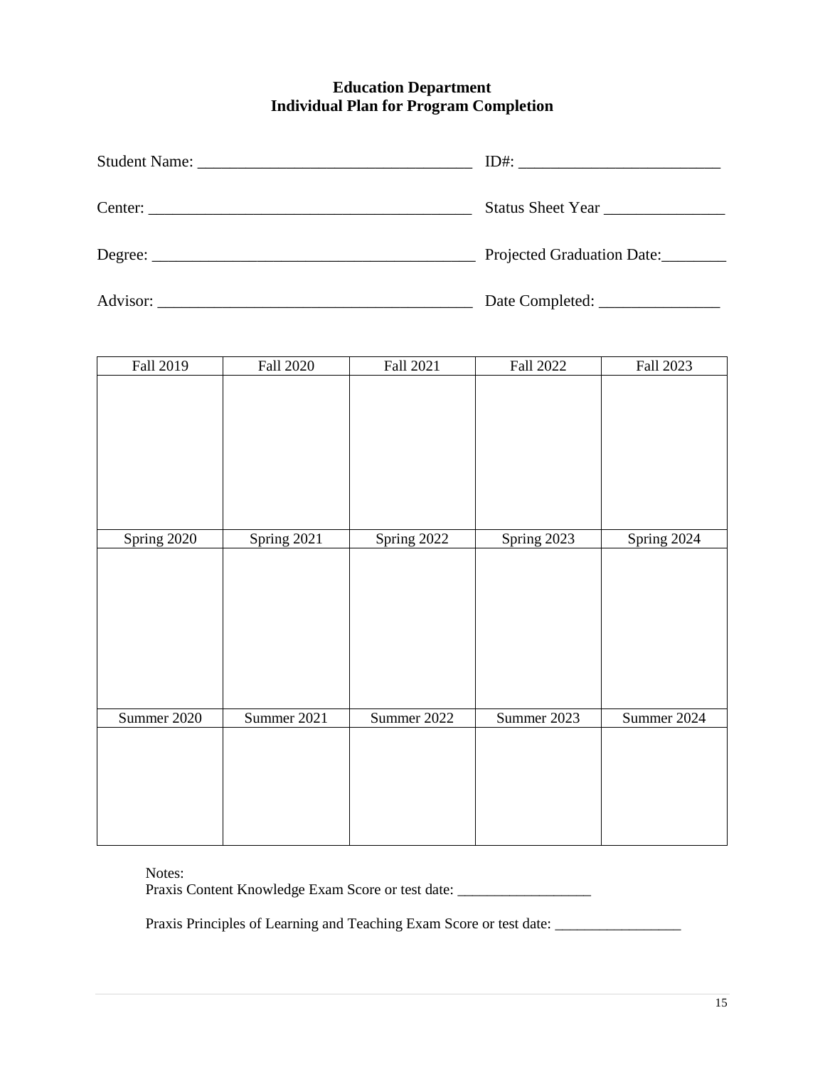# Education Department
## Individual Plan for Program Completion

Student Name: ________________________________ ID#: ________________________

Center: _____________________________________ Status Sheet Year ______________

Degree: _____________________________________ Projected Graduation Date:________

Advisor: ____________________________________ Date Completed: ______________

| Fall 2019 | Fall 2020 | Fall 2021 | Fall 2022 | Fall 2023 |
|---|---|---|---|---|
| | | | | |
| **Spring 2020** | **Spring 2021** | **Spring 2022** | **Spring 2023** | **Spring 2024** |
| | | | | |
| **Summer 2020** | **Summer 2021** | **Summer 2022** | **Summer 2023** | **Summer 2024** |
| | | | | |

Notes:
Praxis Content Knowledge Exam Score or test date: __________________

Praxis Principles of Learning and Teaching Exam Score or test date: _________________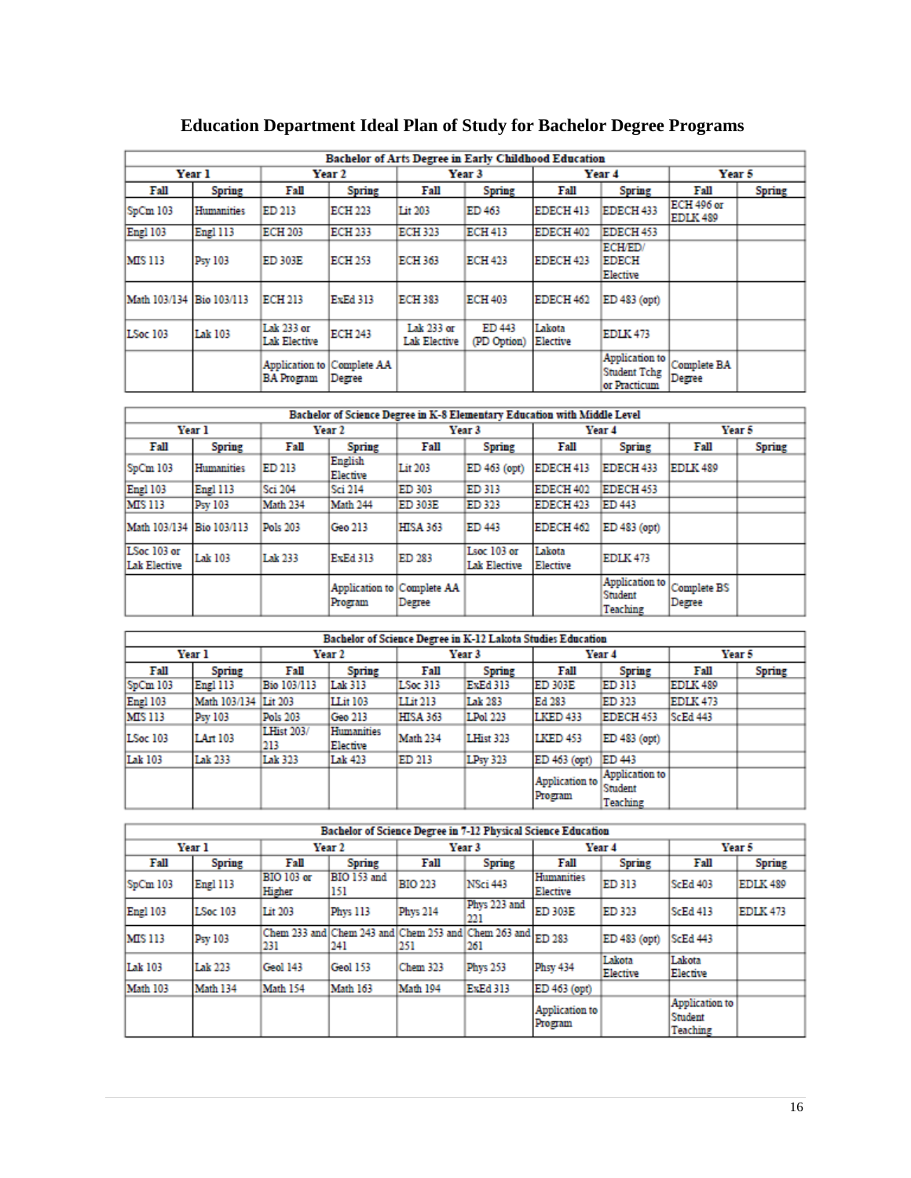# Education Department Ideal Plan of Study for Bachelor Degree Programs

| Bachelor of Arts Degree in Early Childhood Education | | | | | | | | | |
|---|---|---|---|---|---|---|---|---|---|
| Year 1 | | Year 2 | | Year 3 | | Year 4 | | Year 5 | |
| Fall | Spring | Fall | Spring | Fall | Spring | Fall | Spring | Fall | Spring |
| SpCm 103 | Humanities | ED 213 | ECH 223 | Lit 203 | ED 463 | EDECH 413 | EDECH 433 | ECH 496 or EDLK 489 | |
| Engl 103 | Engl 113 | ECH 203 | ECH 233 | ECH 323 | ECH 413 | EDECH 402 | EDECH 453 | | |
| MIS 113 | Psy 103 | ED 303E | ECH 253 | ECH 363 | ECH 423 | EDECH 423 | ECH/ED/ EDECH Elective | | |
| Math 103/134 | Bio 103/113 | ECH 213 | ExEd 313 | ECH 383 | ECH 403 | EDECH 462 | ED 483 (opt) | | |
| LSoc 103 | Lak 103 | Lak 233 or Lak Elective | ECH 243 | Lak 233 or Lak Elective | ED 443 (PD Option) | Lakota Elective | EDLK 473 | | |
| | | Application to BA Program | Complete AA Degree | | | | Application to Student Tchg or Practicum | Complete BA Degree | |

| Bachelor of Science Degree in K-8 Elementary Education with Middle Level | | | | | | | | | |
|---|---|---|---|---|---|---|---|---|---|
| Year 1 | | Year 2 | | Year 3 | | Year 4 | | Year 5 | |
| Fall | Spring | Fall | Spring | Fall | Spring | Fall | Spring | Fall | Spring |
| SpCm 103 | Humanities | ED 213 | English Elective | Lit 203 | ED 463 (opt) | EDECH 413 | EDECH 433 | EDLK 489 | |
| Engl 103 | Engl 113 | Sci 204 | Sci 214 | ED 303 | ED 313 | EDECH 402 | EDECH 453 | | |
| MIS 113 | Psy 103 | Math 234 | Math 244 | ED 303E | ED 323 | EDECH 423 | ED 443 | | |
| Math 103/134 | Bio 103/113 | Pols 203 | Geo 213 | HISA 363 | ED 443 | EDECH 462 | ED 483 (opt) | | |
| LSoc 103 or Lak Elective | Lak 103 | Lak 233 | ExEd 313 | ED 283 | Lsoc 103 or Lak Elective | Lakota Elective | EDLK 473 | | |
| | | | Application to Program | Complete AA Degree | | | Application to Student Teaching | Complete BS Degree | |

| Bachelor of Science Degree in K-12 Lakota Studies Education | | | | | | | | | |
|---|---|---|---|---|---|---|---|---|---|
| Year 1 | | Year 2 | | Year 3 | | Year 4 | | Year 5 | |
| Fall | Spring | Fall | Spring | Fall | Spring | Fall | Spring | Fall | Spring |
| SpCm 103 | Engl 113 | Bio 103/113 | Lak 313 | LSoc 313 | ExEd 313 | ED 303E | ED 313 | EDLK 489 | |
| Engl 103 | Math 103/134 | Lit 203 | LLit 103 | LLit 213 | Lak 283 | Ed 283 | ED 323 | EDLK 473 | |
| MIS 113 | Psy 103 | Pols 203 | Geo 213 | HISA 363 | LPol 223 | LKED 433 | EDECH 453 | ScEd 443 | |
| LSoc 103 | LArt 103 | LHist 203/ 213 | Humanities Elective | Math 234 | LHist 323 | LKED 453 | ED 483 (opt) | | |
| Lak 103 | Lak 233 | Lak 323 | Lak 423 | ED 213 | LPsy 323 | ED 463 (opt) | ED 443 | | |
| | | | | | | Application to Program | Application to Student Teaching | | |

| Bachelor of Science Degree in 7-12 Physical Science Education | | | | | | | | | |
|---|---|---|---|---|---|---|---|---|---|
| Year 1 | | Year 2 | | Year 3 | | Year 4 | | Year 5 | |
| Fall | Spring | Fall | Spring | Fall | Spring | Fall | Spring | Fall | Spring |
| SpCm 103 | Engl 113 | BIO 103 or Higher | BIO 153 and 151 | BIO 223 | NSci 443 | Humanities Elective | ED 313 | ScEd 403 | EDLK 489 |
| Engl 103 | LSoc 103 | Lit 203 | Phys 113 | Phys 214 | Phys 223 and 221 | ED 303E | ED 323 | ScEd 413 | EDLK 473 |
| MIS 113 | Psy 103 | Chem 233 and 231 | Chem 243 and 241 | Chem 253 and 251 | Chem 263 and 261 | ED 283 | ED 483 (opt) | ScEd 443 | |
| Lak 103 | Lak 223 | Geol 143 | Geol 153 | Chem 323 | Phys 253 | Phsy 434 | Lakota Elective | Lakota Elective | |
| Math 103 | Math 134 | Math 154 | Math 163 | Math 194 | ExEd 313 | ED 463 (opt) | | | |
| | | | | | | Application to Program | | Application to Student Teaching | |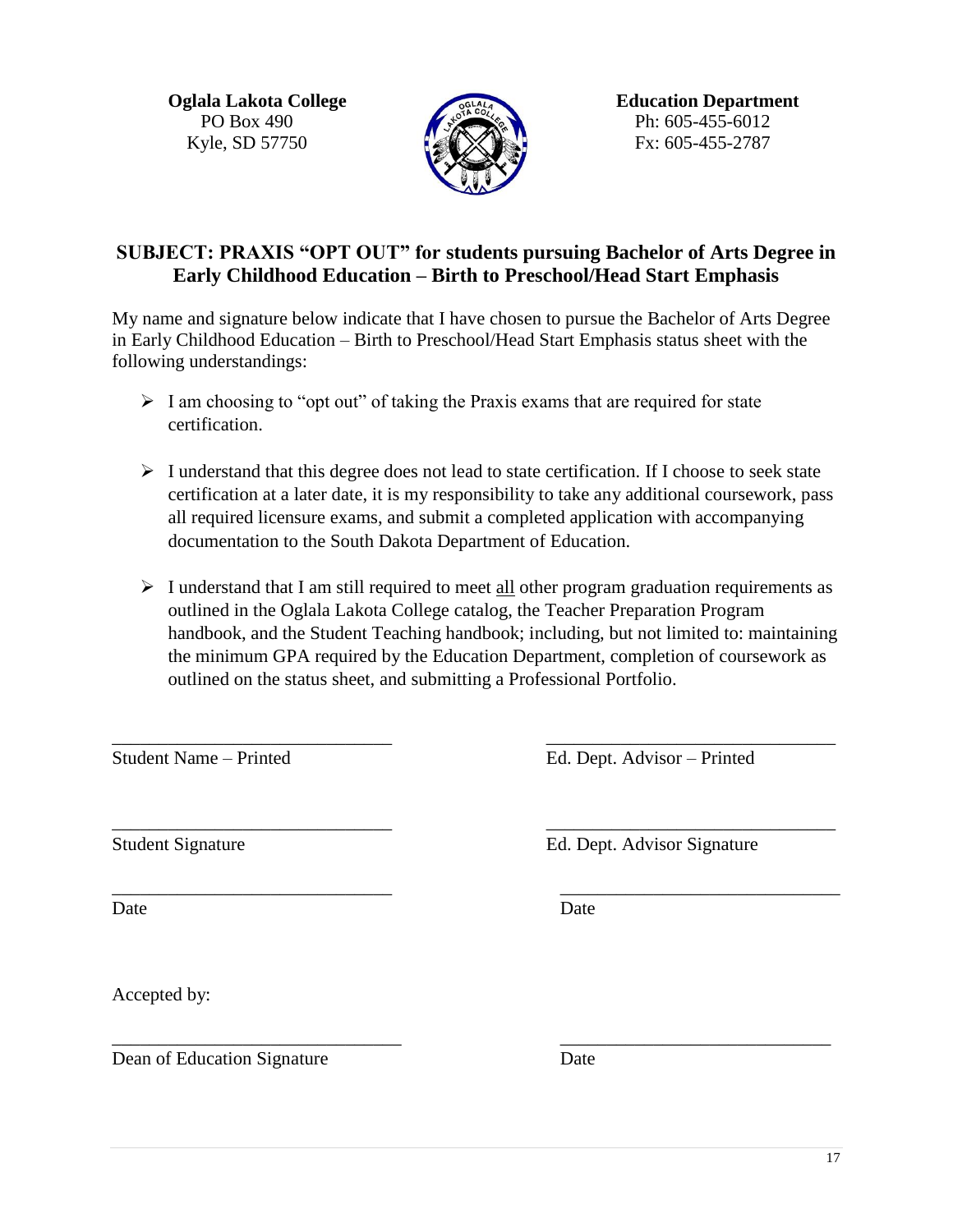**Oglala Lakota College**
PO Box 490
Kyle, SD 57750

**Education Department**
Ph: 605-455-6012
Fx: 605-455-2787

## SUBJECT: PRAXIS "OPT OUT" for students pursuing Bachelor of Arts Degree in Early Childhood Education – Birth to Preschool/Head Start Emphasis

My name and signature below indicate that I have chosen to pursue the Bachelor of Arts Degree in Early Childhood Education – Birth to Preschool/Head Start Emphasis status sheet with the following understandings:

- I am choosing to "opt out" of taking the Praxis exams that are required for state certification.
- I understand that this degree does not lead to state certification. If I choose to seek state certification at a later date, it is my responsibility to take any additional coursework, pass all required licensure exams, and submit a completed application with accompanying documentation to the South Dakota Department of Education.
- I understand that I am still required to meet <u>all</u> other program graduation requirements as outlined in the Oglala Lakota College catalog, the Teacher Preparation Program handbook, and the Student Teaching handbook; including, but not limited to: maintaining the minimum GPA required by the Education Department, completion of coursework as outlined on the status sheet, and submitting a Professional Portfolio.

______________________________ ______________________________
Student Name – Printed Ed. Dept. Advisor – Printed

______________________________ ______________________________
Student Signature Ed. Dept. Advisor Signature

______________________________ ______________________________
Date Date

Accepted by:

______________________________ ______________________________
Dean of Education Signature Date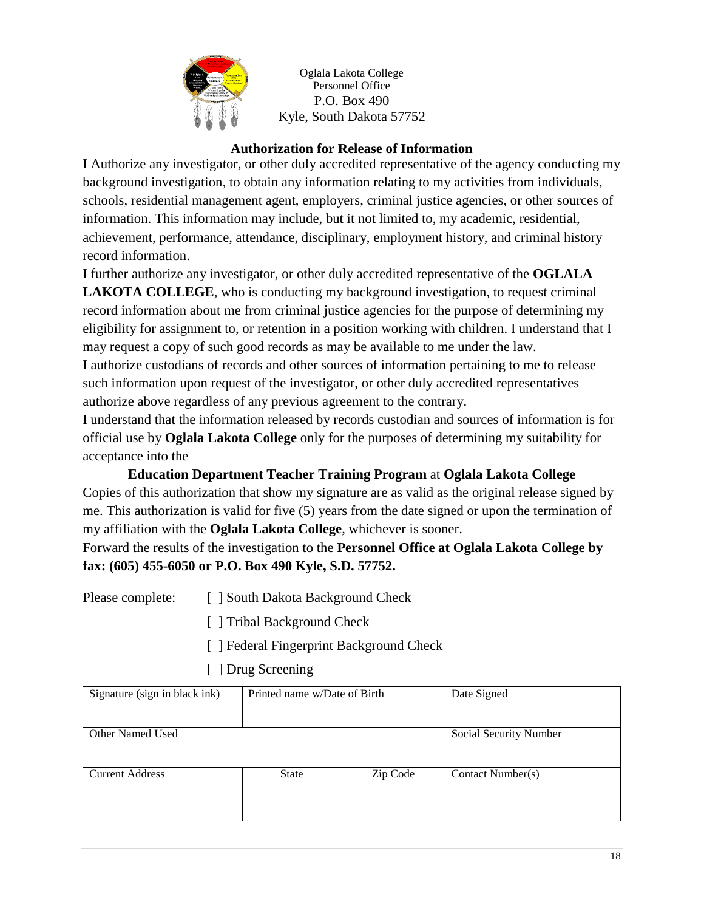Oglala Lakota College
Personnel Office
P.O. Box 490
Kyle, South Dakota 57752

## Authorization for Release of Information

I Authorize any investigator, or other duly accredited representative of the agency conducting my background investigation, to obtain any information relating to my activities from individuals, schools, residential management agent, employers, criminal justice agencies, or other sources of information. This information may include, but it not limited to, my academic, residential, achievement, performance, attendance, disciplinary, employment history, and criminal history record information.

I further authorize any investigator, or other duly accredited representative of the **OGLALA LAKOTA COLLEGE**, who is conducting my background investigation, to request criminal record information about me from criminal justice agencies for the purpose of determining my eligibility for assignment to, or retention in a position working with children. I understand that I may request a copy of such good records as may be available to me under the law.

I authorize custodians of records and other sources of information pertaining to me to release such information upon request of the investigator, or other duly accredited representatives authorize above regardless of any previous agreement to the contrary.

I understand that the information released by records custodian and sources of information is for official use by **Oglala Lakota College** only for the purposes of determining my suitability for acceptance into the

**Education Department Teacher Training Program** at **Oglala Lakota College**

Copies of this authorization that show my signature are as valid as the original release signed by me. This authorization is valid for five (5) years from the date signed or upon the termination of my affiliation with the **Oglala Lakota College**, whichever is sooner.

Forward the results of the investigation to the **Personnel Office at Oglala Lakota College by fax: (605) 455-6050 or P.O. Box 490 Kyle, S.D. 57752.**

Please complete:

- [ ] South Dakota Background Check
- [ ] Tribal Background Check
- [ ] Federal Fingerprint Background Check
- [ ] Drug Screening

| Signature (sign in black ink) | Printed name w/Date of Birth | | Date Signed |
|---|---|---|---|
| Other Named Used | | | Social Security Number |
| Current Address | State | Zip Code | Contact Number(s) |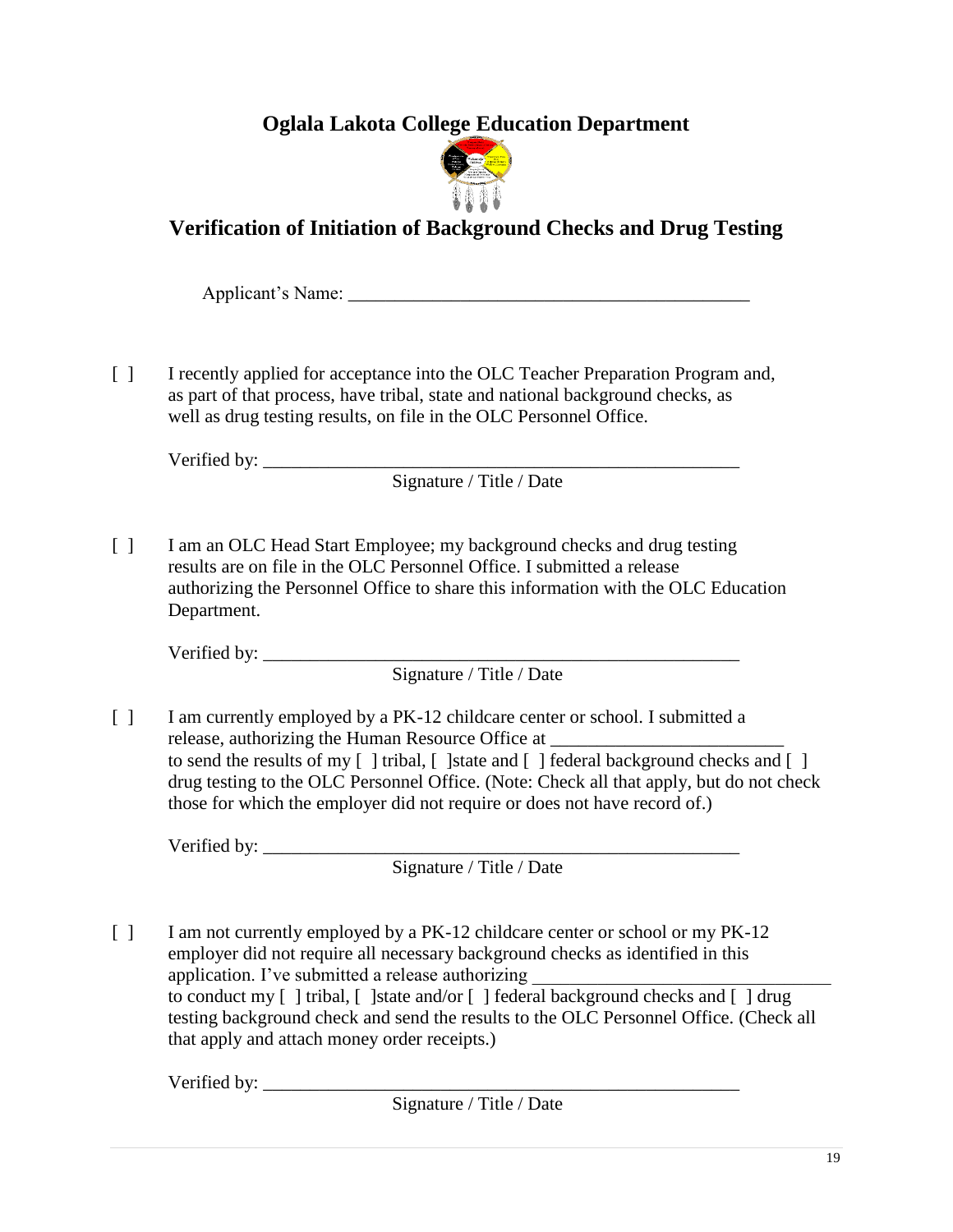# Oglala Lakota College Education Department

## Verification of Initiation of Background Checks and Drug Testing

Applicant's Name: ___________________________________________

[ ] I recently applied for acceptance into the OLC Teacher Preparation Program and, as part of that process, have tribal, state and national background checks, as well as drug testing results, on file in the OLC Personnel Office.

Verified by: ____________________________________________________
Signature / Title / Date

[ ] I am an OLC Head Start Employee; my background checks and drug testing results are on file in the OLC Personnel Office. I submitted a release authorizing the Personnel Office to share this information with the OLC Education Department.

Verified by: ____________________________________________________
Signature / Title / Date

[ ] I am currently employed by a PK-12 childcare center or school. I submitted a release, authorizing the Human Resource Office at _________________________ to send the results of my [ ] tribal, [ ]state and [ ] federal background checks and [ ] drug testing to the OLC Personnel Office. (Note: Check all that apply, but do not check those for which the employer did not require or does not have record of.)

Verified by: ____________________________________________________
Signature / Title / Date

[ ] I am not currently employed by a PK-12 childcare center or school or my PK-12 employer did not require all necessary background checks as identified in this application. I've submitted a release authorizing _______________________________ to conduct my [ ] tribal, [ ]state and/or [ ] federal background checks and [ ] drug testing background check and send the results to the OLC Personnel Office. (Check all that apply and attach money order receipts.)

Verified by: ____________________________________________________
Signature / Title / Date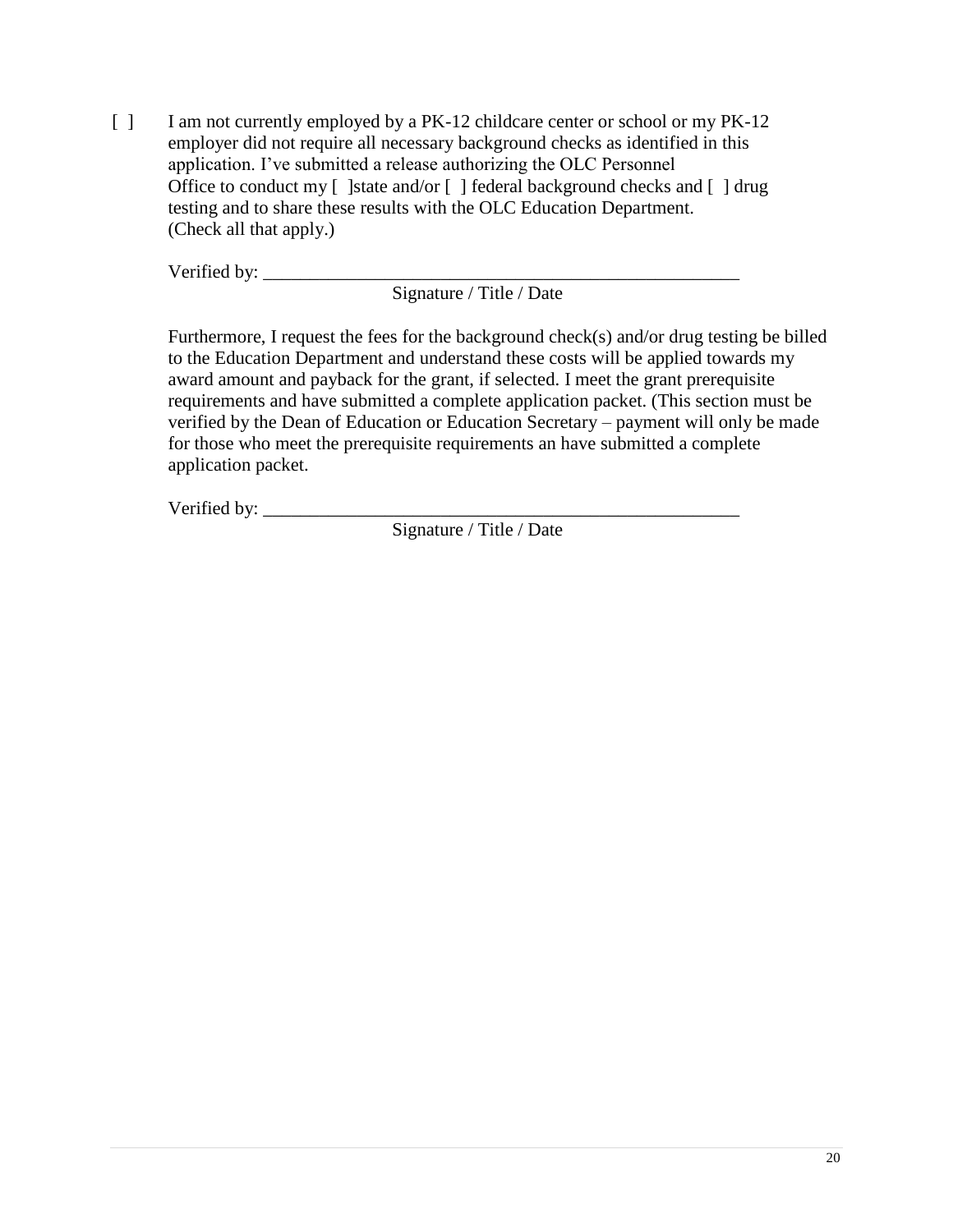[ ] I am not currently employed by a PK-12 childcare center or school or my PK-12 employer did not require all necessary background checks as identified in this application. I've submitted a release authorizing the OLC Personnel Office to conduct my [ ]state and/or [ ] federal background checks and [ ] drug testing and to share these results with the OLC Education Department. (Check all that apply.)

Verified by: ____________________________________________________

Signature / Title / Date

Furthermore, I request the fees for the background check(s) and/or drug testing be billed to the Education Department and understand these costs will be applied towards my award amount and payback for the grant, if selected. I meet the grant prerequisite requirements and have submitted a complete application packet. (This section must be verified by the Dean of Education or Education Secretary – payment will only be made for those who meet the prerequisite requirements an have submitted a complete application packet.

Verified by: ____________________________________________________

Signature / Title / Date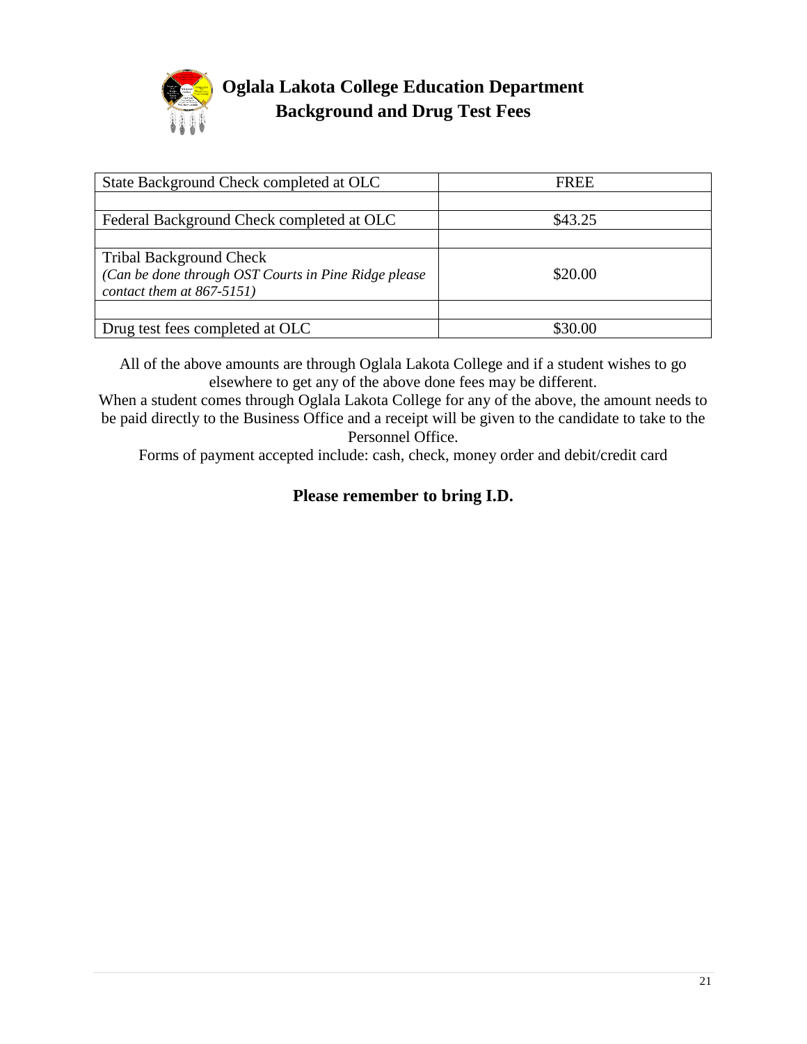# Oglala Lakota College Education Department
## Background and Drug Test Fees

| | |
|---|---|
| State Background Check completed at OLC | FREE |
| | |
| Federal Background Check completed at OLC | \$43.25 |
| | |
| Tribal Background Check *(Can be done through OST Courts in Pine Ridge please contact them at 867-5151)* | \$20.00 |
| | |
| Drug test fees completed at OLC | \$30.00 |

All of the above amounts are through Oglala Lakota College and if a student wishes to go elsewhere to get any of the above done fees may be different.

When a student comes through Oglala Lakota College for any of the above, the amount needs to be paid directly to the Business Office and a receipt will be given to the candidate to take to the Personnel Office.

Forms of payment accepted include: cash, check, money order and debit/credit card

**Please remember to bring I.D.**